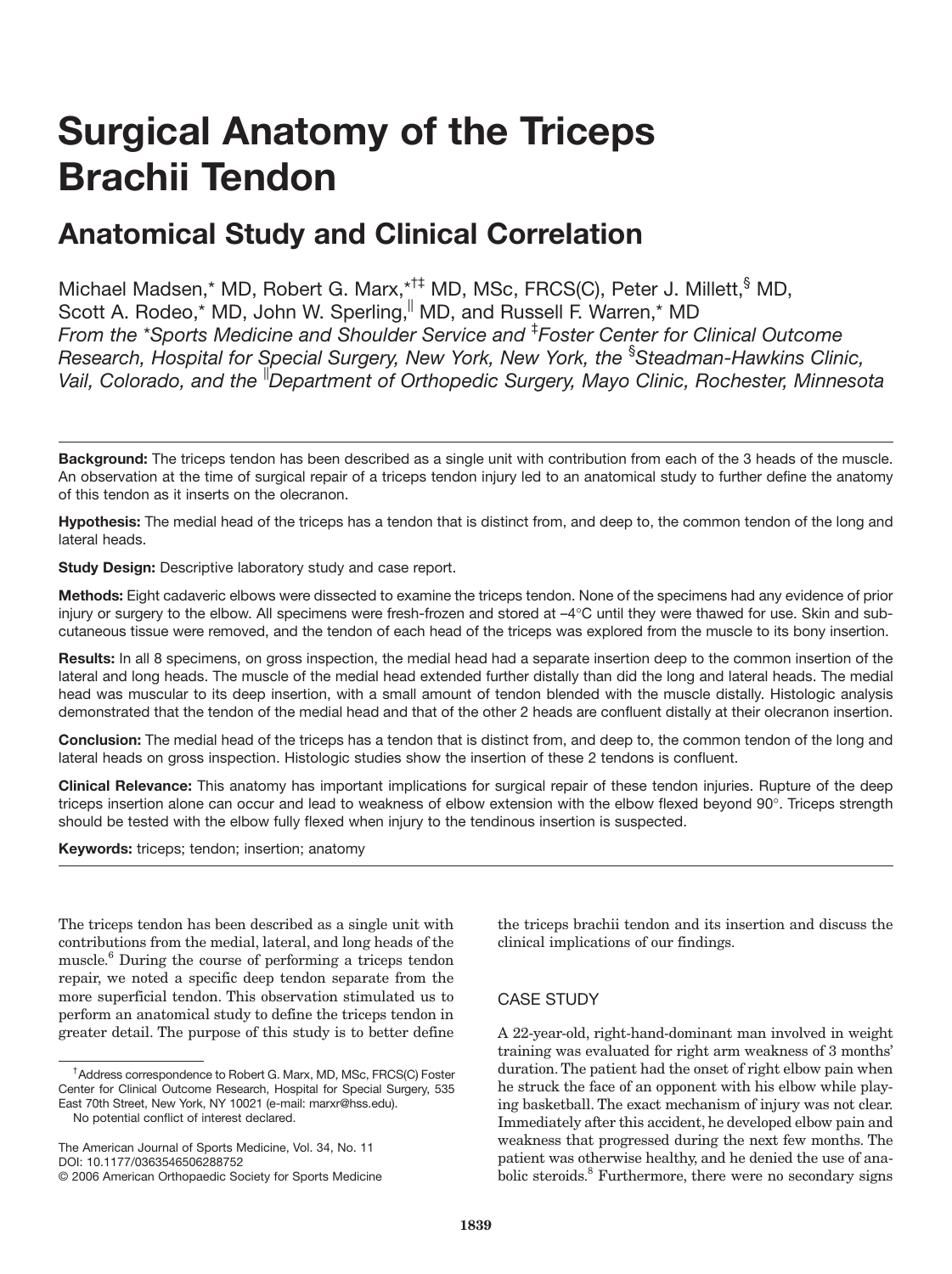# Surgical Anatomy of the Triceps Brachii Tendon

## Anatomical Study and Clinical Correlation

Michael Madsen,* MD, Robert G. Marx,*†‡ MD, MSc, FRCS(C), Peter J. Millett,§ MD, Scott A. Rodeo,* MD, John W. Sperling,|| MD, and Russell F. Warren,* MD

*From the \*Sports Medicine and Shoulder Service and ‡Foster Center for Clinical Outcome Research, Hospital for Special Surgery, New York, New York, the §Steadman-Hawkins Clinic, Vail, Colorado, and the ||Department of Orthopedic Surgery, Mayo Clinic, Rochester, Minnesota*

**Background:** The triceps tendon has been described as a single unit with contribution from each of the 3 heads of the muscle. An observation at the time of surgical repair of a triceps tendon injury led to an anatomical study to further define the anatomy of this tendon as it inserts on the olecranon.

**Hypothesis:** The medial head of the triceps has a tendon that is distinct from, and deep to, the common tendon of the long and lateral heads.

**Study Design:** Descriptive laboratory study and case report.

**Methods:** Eight cadaveric elbows were dissected to examine the triceps tendon. None of the specimens had any evidence of prior injury or surgery to the elbow. All specimens were fresh-frozen and stored at –4°C until they were thawed for use. Skin and subcutaneous tissue were removed, and the tendon of each head of the triceps was explored from the muscle to its bony insertion.

**Results:** In all 8 specimens, on gross inspection, the medial head had a separate insertion deep to the common insertion of the lateral and long heads. The muscle of the medial head extended further distally than did the long and lateral heads. The medial head was muscular to its deep insertion, with a small amount of tendon blended with the muscle distally. Histologic analysis demonstrated that the tendon of the medial head and that of the other 2 heads are confluent distally at their olecranon insertion.

**Conclusion:** The medial head of the triceps has a tendon that is distinct from, and deep to, the common tendon of the long and lateral heads on gross inspection. Histologic studies show the insertion of these 2 tendons is confluent.

**Clinical Relevance:** This anatomy has important implications for surgical repair of these tendon injuries. Rupture of the deep triceps insertion alone can occur and lead to weakness of elbow extension with the elbow flexed beyond 90°. Triceps strength should be tested with the elbow fully flexed when injury to the tendinous insertion is suspected.

**Keywords:** triceps; tendon; insertion; anatomy

The triceps tendon has been described as a single unit with contributions from the medial, lateral, and long heads of the muscle.[6] During the course of performing a triceps tendon repair, we noted a specific deep tendon separate from the more superficial tendon. This observation stimulated us to perform an anatomical study to define the triceps tendon in greater detail. The purpose of this study is to better define the triceps brachii tendon and its insertion and discuss the clinical implications of our findings.

## CASE STUDY

A 22-year-old, right-hand-dominant man involved in weight training was evaluated for right arm weakness of 3 months' duration. The patient had the onset of right elbow pain when he struck the face of an opponent with his elbow while playing basketball. The exact mechanism of injury was not clear. Immediately after this accident, he developed elbow pain and weakness that progressed during the next few months. The patient was otherwise healthy, and he denied the use of anabolic steroids.[8] Furthermore, there were no secondary signs

†Address correspondence to Robert G. Marx, MD, MSc, FRCS(C) Foster Center for Clinical Outcome Research, Hospital for Special Surgery, 535 East 70th Street, New York, NY 10021 (e-mail: marxr@hss.edu).

No potential conflict of interest declared.

The American Journal of Sports Medicine, Vol. 34, No. 11
DOI: 10.1177/0363546506288752
© 2006 American Orthopaedic Society for Sports Medicine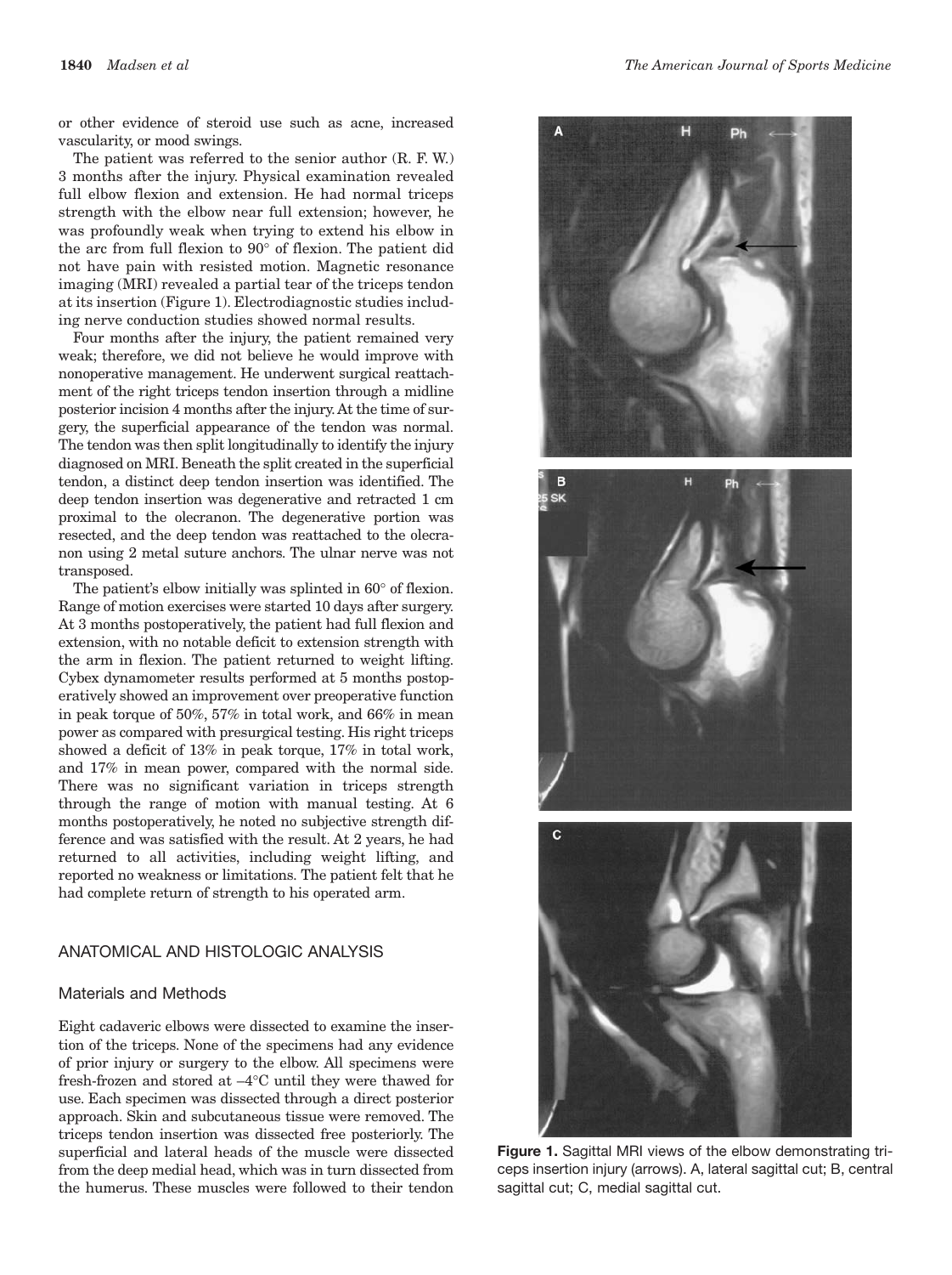or other evidence of steroid use such as acne, increased vascularity, or mood swings.

The patient was referred to the senior author (R. F. W.) 3 months after the injury. Physical examination revealed full elbow flexion and extension. He had normal triceps strength with the elbow near full extension; however, he was profoundly weak when trying to extend his elbow in the arc from full flexion to 90° of flexion. The patient did not have pain with resisted motion. Magnetic resonance imaging (MRI) revealed a partial tear of the triceps tendon at its insertion (Figure 1). Electrodiagnostic studies including nerve conduction studies showed normal results.

Four months after the injury, the patient remained very weak; therefore, we did not believe he would improve with nonoperative management. He underwent surgical reattachment of the right triceps tendon insertion through a midline posterior incision 4 months after the injury. At the time of surgery, the superficial appearance of the tendon was normal. The tendon was then split longitudinally to identify the injury diagnosed on MRI. Beneath the split created in the superficial tendon, a distinct deep tendon insertion was identified. The deep tendon insertion was degenerative and retracted 1 cm proximal to the olecranon. The degenerative portion was resected, and the deep tendon was reattached to the olecranon using 2 metal suture anchors. The ulnar nerve was not transposed.

The patient's elbow initially was splinted in 60° of flexion. Range of motion exercises were started 10 days after surgery. At 3 months postoperatively, the patient had full flexion and extension, with no notable deficit to extension strength with the arm in flexion. The patient returned to weight lifting. Cybex dynamometer results performed at 5 months postoperatively showed an improvement over preoperative function in peak torque of 50%, 57% in total work, and 66% in mean power as compared with presurgical testing. His right triceps showed a deficit of 13% in peak torque, 17% in total work, and 17% in mean power, compared with the normal side. There was no significant variation in triceps strength through the range of motion with manual testing. At 6 months postoperatively, he noted no subjective strength difference and was satisfied with the result. At 2 years, he had returned to all activities, including weight lifting, and reported no weakness or limitations. The patient felt that he had complete return of strength to his operated arm.

## ANATOMICAL AND HISTOLOGIC ANALYSIS

### Materials and Methods

Eight cadaveric elbows were dissected to examine the insertion of the triceps. None of the specimens had any evidence of prior injury or surgery to the elbow. All specimens were fresh-frozen and stored at –4°C until they were thawed for use. Each specimen was dissected through a direct posterior approach. Skin and subcutaneous tissue were removed. The triceps tendon insertion was dissected free posteriorly. The superficial and lateral heads of the muscle were dissected from the deep medial head, which was in turn dissected from the humerus. These muscles were followed to their tendon

**Figure 1.** Sagittal MRI views of the elbow demonstrating triceps insertion injury (arrows). A, lateral sagittal cut; B, central sagittal cut; C, medial sagittal cut.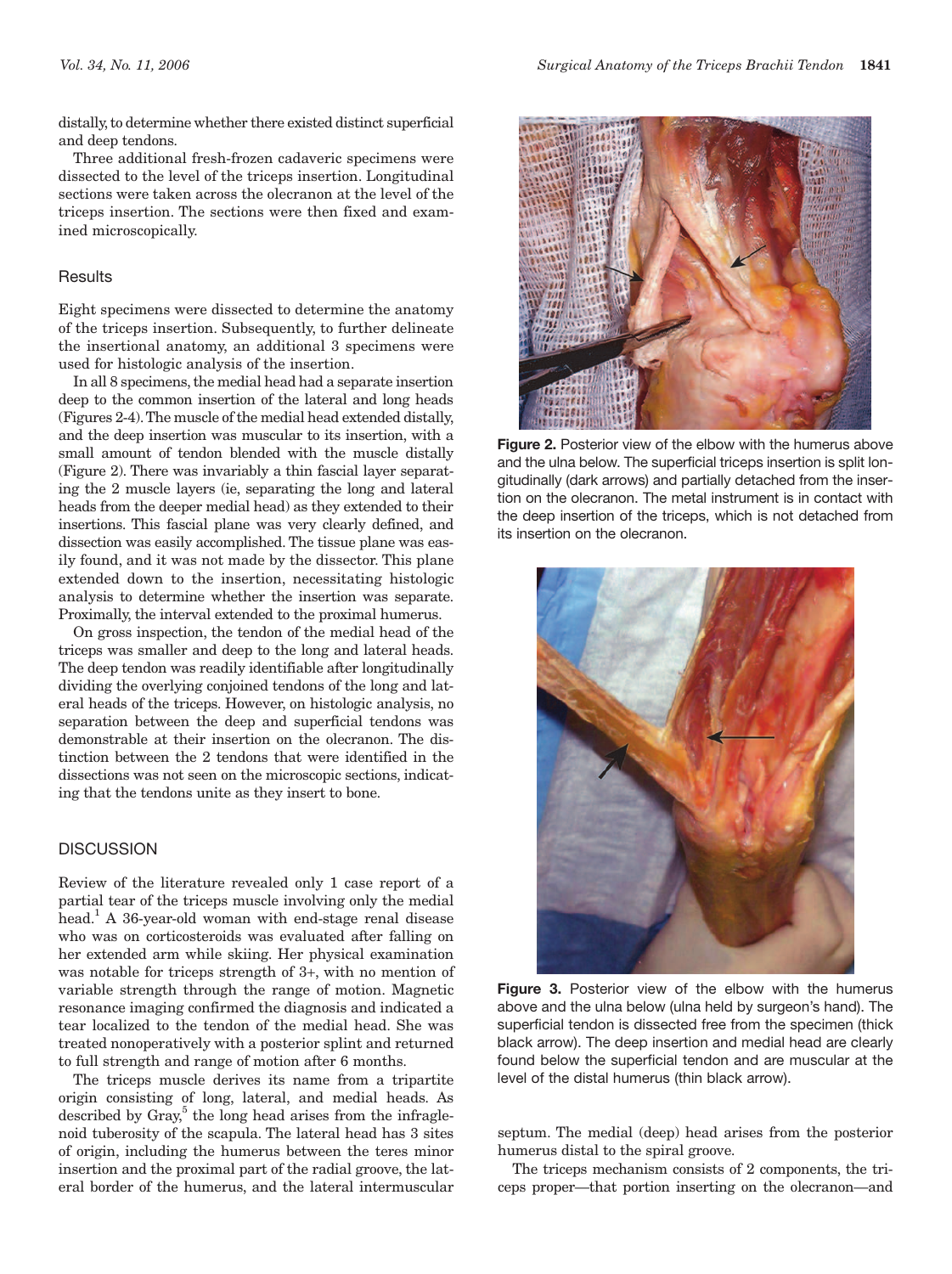distally, to determine whether there existed distinct superficial and deep tendons.

Three additional fresh-frozen cadaveric specimens were dissected to the level of the triceps insertion. Longitudinal sections were taken across the olecranon at the level of the triceps insertion. The sections were then fixed and examined microscopically.

## Results

Eight specimens were dissected to determine the anatomy of the triceps insertion. Subsequently, to further delineate the insertional anatomy, an additional 3 specimens were used for histologic analysis of the insertion.

In all 8 specimens, the medial head had a separate insertion deep to the common insertion of the lateral and long heads (Figures 2-4). The muscle of the medial head extended distally, and the deep insertion was muscular to its insertion, with a small amount of tendon blended with the muscle distally (Figure 2). There was invariably a thin fascial layer separating the 2 muscle layers (ie, separating the long and lateral heads from the deeper medial head) as they extended to their insertions. This fascial plane was very clearly defined, and dissection was easily accomplished. The tissue plane was easily found, and it was not made by the dissector. This plane extended down to the insertion, necessitating histologic analysis to determine whether the insertion was separate. Proximally, the interval extended to the proximal humerus.

On gross inspection, the tendon of the medial head of the triceps was smaller and deep to the long and lateral heads. The deep tendon was readily identifiable after longitudinally dividing the overlying conjoined tendons of the long and lateral heads of the triceps. However, on histologic analysis, no separation between the deep and superficial tendons was demonstrable at their insertion on the olecranon. The distinction between the 2 tendons that were identified in the dissections was not seen on the microscopic sections, indicating that the tendons unite as they insert to bone.

## DISCUSSION

Review of the literature revealed only 1 case report of a partial tear of the triceps muscle involving only the medial head.[1] A 36-year-old woman with end-stage renal disease who was on corticosteroids was evaluated after falling on her extended arm while skiing. Her physical examination was notable for triceps strength of 3+, with no mention of variable strength through the range of motion. Magnetic resonance imaging confirmed the diagnosis and indicated a tear localized to the tendon of the medial head. She was treated nonoperatively with a posterior splint and returned to full strength and range of motion after 6 months.

The triceps muscle derives its name from a tripartite origin consisting of long, lateral, and medial heads. As described by Gray,[5] the long head arises from the infraglenoid tuberosity of the scapula. The lateral head has 3 sites of origin, including the humerus between the teres minor insertion and the proximal part of the radial groove, the lateral border of the humerus, and the lateral intermuscular septum. The medial (deep) head arises from the posterior humerus distal to the spiral groove.

The triceps mechanism consists of 2 components, the triceps proper—that portion inserting on the olecranon—and

**Figure 2.** Posterior view of the elbow with the humerus above and the ulna below. The superficial triceps insertion is split longitudinally (dark arrows) and partially detached from the insertion on the olecranon. The metal instrument is in contact with the deep insertion of the triceps, which is not detached from its insertion on the olecranon.

**Figure 3.** Posterior view of the elbow with the humerus above and the ulna below (ulna held by surgeon's hand). The superficial tendon is dissected free from the specimen (thick black arrow). The deep insertion and medial head are clearly found below the superficial tendon and are muscular at the level of the distal humerus (thin black arrow).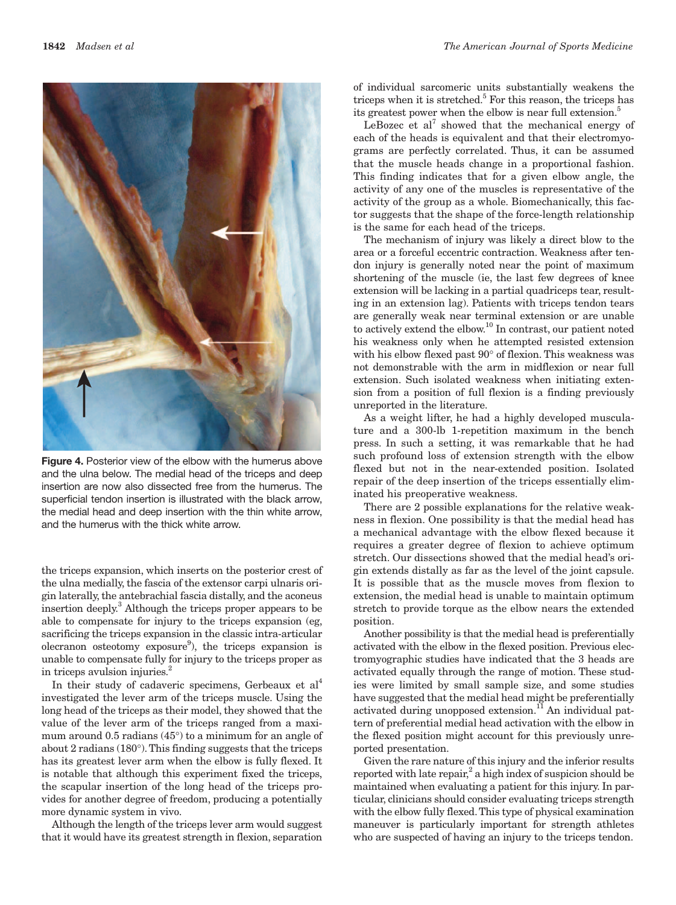Figure 4. Posterior view of the elbow with the humerus above and the ulna below. The medial head of the triceps and deep insertion are now also dissected free from the humerus. The superficial tendon insertion is illustrated with the black arrow, the medial head and deep insertion with the thin white arrow, and the humerus with the thick white arrow.

the triceps expansion, which inserts on the posterior crest of the ulna medially, the fascia of the extensor carpi ulnaris origin laterally, the antebrachial fascia distally, and the aconeus insertion deeply.[3] Although the triceps proper appears to be able to compensate for injury to the triceps expansion (eg, sacrificing the triceps expansion in the classic intra-articular olecranon osteotomy exposure[9]), the triceps expansion is unable to compensate fully for injury to the triceps proper as in triceps avulsion injuries.[2]

In their study of cadaveric specimens, Gerbeaux et al[4] investigated the lever arm of the triceps muscle. Using the long head of the triceps as their model, they showed that the value of the lever arm of the triceps ranged from a maximum around 0.5 radians (45°) to a minimum for an angle of about 2 radians (180°). This finding suggests that the triceps has its greatest lever arm when the elbow is fully flexed. It is notable that although this experiment fixed the triceps, the scapular insertion of the long head of the triceps provides for another degree of freedom, producing a potentially more dynamic system in vivo.

Although the length of the triceps lever arm would suggest that it would have its greatest strength in flexion, separation of individual sarcomeric units substantially weakens the triceps when it is stretched.[5] For this reason, the triceps has its greatest power when the elbow is near full extension.[5]

LeBozec et al[7] showed that the mechanical energy of each of the heads is equivalent and that their electromyograms are perfectly correlated. Thus, it can be assumed that the muscle heads change in a proportional fashion. This finding indicates that for a given elbow angle, the activity of any one of the muscles is representative of the activity of the group as a whole. Biomechanically, this factor suggests that the shape of the force-length relationship is the same for each head of the triceps.

The mechanism of injury was likely a direct blow to the area or a forceful eccentric contraction. Weakness after tendon injury is generally noted near the point of maximum shortening of the muscle (ie, the last few degrees of knee extension will be lacking in a partial quadriceps tear, resulting in an extension lag). Patients with triceps tendon tears are generally weak near terminal extension or are unable to actively extend the elbow.[10] In contrast, our patient noted his weakness only when he attempted resisted extension with his elbow flexed past 90° of flexion. This weakness was not demonstrable with the arm in midflexion or near full extension. Such isolated weakness when initiating extension from a position of full flexion is a finding previously unreported in the literature.

As a weight lifter, he had a highly developed musculature and a 300-lb 1-repetition maximum in the bench press. In such a setting, it was remarkable that he had such profound loss of extension strength with the elbow flexed but not in the near-extended position. Isolated repair of the deep insertion of the triceps essentially eliminated his preoperative weakness.

There are 2 possible explanations for the relative weakness in flexion. One possibility is that the medial head has a mechanical advantage with the elbow flexed because it requires a greater degree of flexion to achieve optimum stretch. Our dissections showed that the medial head's origin extends distally as far as the level of the joint capsule. It is possible that as the muscle moves from flexion to extension, the medial head is unable to maintain optimum stretch to provide torque as the elbow nears the extended position.

Another possibility is that the medial head is preferentially activated with the elbow in the flexed position. Previous electromyographic studies have indicated that the 3 heads are activated equally through the range of motion. These studies were limited by small sample size, and some studies have suggested that the medial head might be preferentially activated during unopposed extension.[11] An individual pattern of preferential medial head activation with the elbow in the flexed position might account for this previously unreported presentation.

Given the rare nature of this injury and the inferior results reported with late repair,[2] a high index of suspicion should be maintained when evaluating a patient for this injury. In particular, clinicians should consider evaluating triceps strength with the elbow fully flexed. This type of physical examination maneuver is particularly important for strength athletes who are suspected of having an injury to the triceps tendon.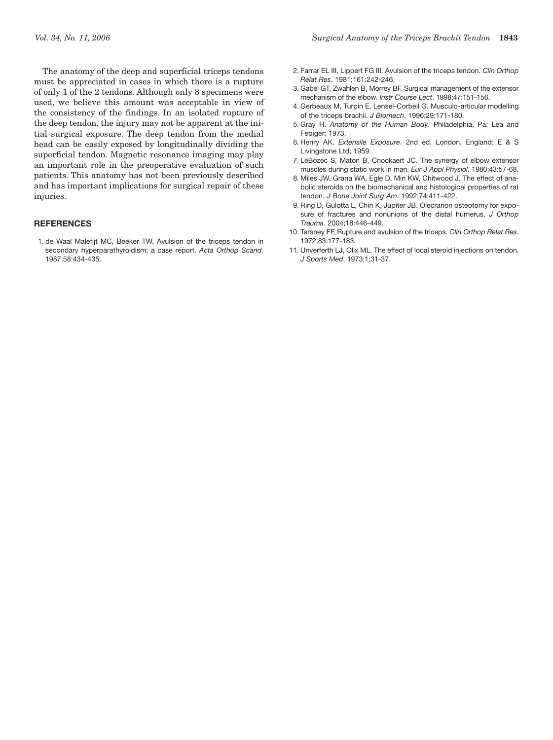The anatomy of the deep and superficial triceps tendons must be appreciated in cases in which there is a rupture of only 1 of the 2 tendons. Although only 8 specimens were used, we believe this amount was acceptable in view of the consistency of the findings. In an isolated rupture of the deep tendon, the injury may not be apparent at the initial surgical exposure. The deep tendon from the medial head can be easily exposed by longitudinally dividing the superficial tendon. Magnetic resonance imaging may play an important role in the preoperative evaluation of such patients. This anatomy has not been previously described and has important implications for surgical repair of these injuries.

## REFERENCES

1. de Waal Malefijt MC, Beeker TW. Avulsion of the triceps tendon in secondary hyperparathyroidism: a case report. *Acta Orthop Scand*. 1987;58:434-435.
2. Farrar EL III, Lippert FG III. Avulsion of the triceps tendon. *Clin Orthop Relat Res*. 1981;161:242-246.
3. Gabel GT, Zwahlen B, Morrey BF. Surgical management of the extensor mechanism of the elbow. *Instr Course Lect*. 1998;47:151-156.
4. Gerbeaux M, Turpin E, Lensel-Corbeil G. Musculo-articular modelling of the triceps brachii. *J Biomech*. 1996;29:171-180.
5. Gray H. *Anatomy of the Human Body*. Philadelphia, Pa: Lea and Febiger; 1973.
6. Henry AK. *Extensile Exposure*. 2nd ed. London, England: E & S Livingstone Ltd; 1959.
7. LeBozec S, Maton B, Cnockaert JC. The synergy of elbow extensor muscles during static work in man. *Eur J Appl Physiol*. 1980;43:57-68.
8. Miles JW, Grana WA, Egle D, Min KW, Chitwood J. The effect of anabolic steroids on the biomechanical and histological properties of rat tendon. *J Bone Joint Surg Am*. 1992;74:411-422.
9. Ring D, Gulotta L, Chin K, Jupiter JB. Olecranon osteotomy for exposure of fractures and nonunions of the distal humerus. *J Orthop Trauma*. 2004;18:446-449.
10. Tarsney FF. Rupture and avulsion of the triceps. *Clin Orthop Relat Res*. 1972;83:177-183.
11. Unverferth LJ, Olix ML. The effect of local steroid injections on tendon. *J Sports Med*. 1973;1:31-37.